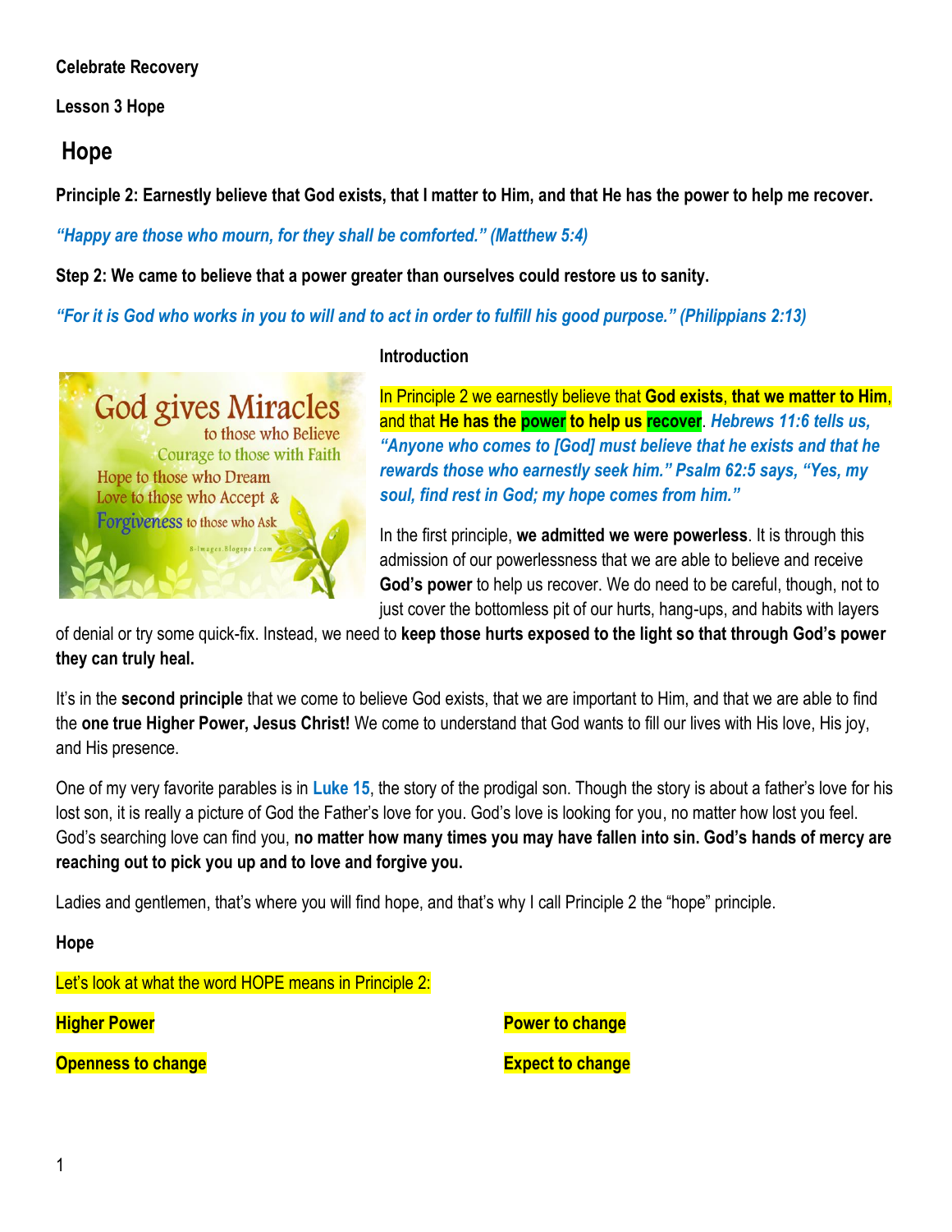**Celebrate Recovery**

**Lesson 3 Hope**

# Hope

**Principle 2: Earnestly believe that God exists, that I matter to Him, and that He has the power to help me recover.**

*"Happy are those who mourn, for they shall be comforted." (Matthew 5:4)*

**Step 2: We came to believe that a power greater than ourselves could restore us to sanity.**

*"For it is God who works in you to will and to act in order to fulfill his good purpose." (Philippians 2:13)*

**Introduction**

In Principle 2 we earnestly believe that **God exists**, **that we matter to Him**, and that **He has the power to help us recover**. ***Hebrews 11:6 tells us, "Anyone who comes to [God] must believe that he exists and that he rewards those who earnestly seek him." Psalm 62:5 says, "Yes, my soul, find rest in God; my hope comes from him."***

In the first principle, **we admitted we were powerless**. It is through this admission of our powerlessness that we are able to believe and receive **God's power** to help us recover. We do need to be careful, though, not to just cover the bottomless pit of our hurts, hang-ups, and habits with layers of denial or try some quick-fix. Instead, we need to **keep those hurts exposed to the light so that through God's power they can truly heal.**

It's in the **second principle** that we come to believe God exists, that we are important to Him, and that we are able to find the **one true Higher Power, Jesus Christ!** We come to understand that God wants to fill our lives with His love, His joy, and His presence.

One of my very favorite parables is in **Luke 15**, the story of the prodigal son. Though the story is about a father's love for his lost son, it is really a picture of God the Father's love for you. God's love is looking for you, no matter how lost you feel. God's searching love can find you, **no matter how many times you may have fallen into sin. God's hands of mercy are reaching out to pick you up and to love and forgive you.**

Ladies and gentlemen, that's where you will find hope, and that's why I call Principle 2 the "hope" principle.

**Hope**

Let's look at what the word HOPE means in Principle 2:

**Higher Power**

**Openness to change**

**Power to change**

**Expect to change**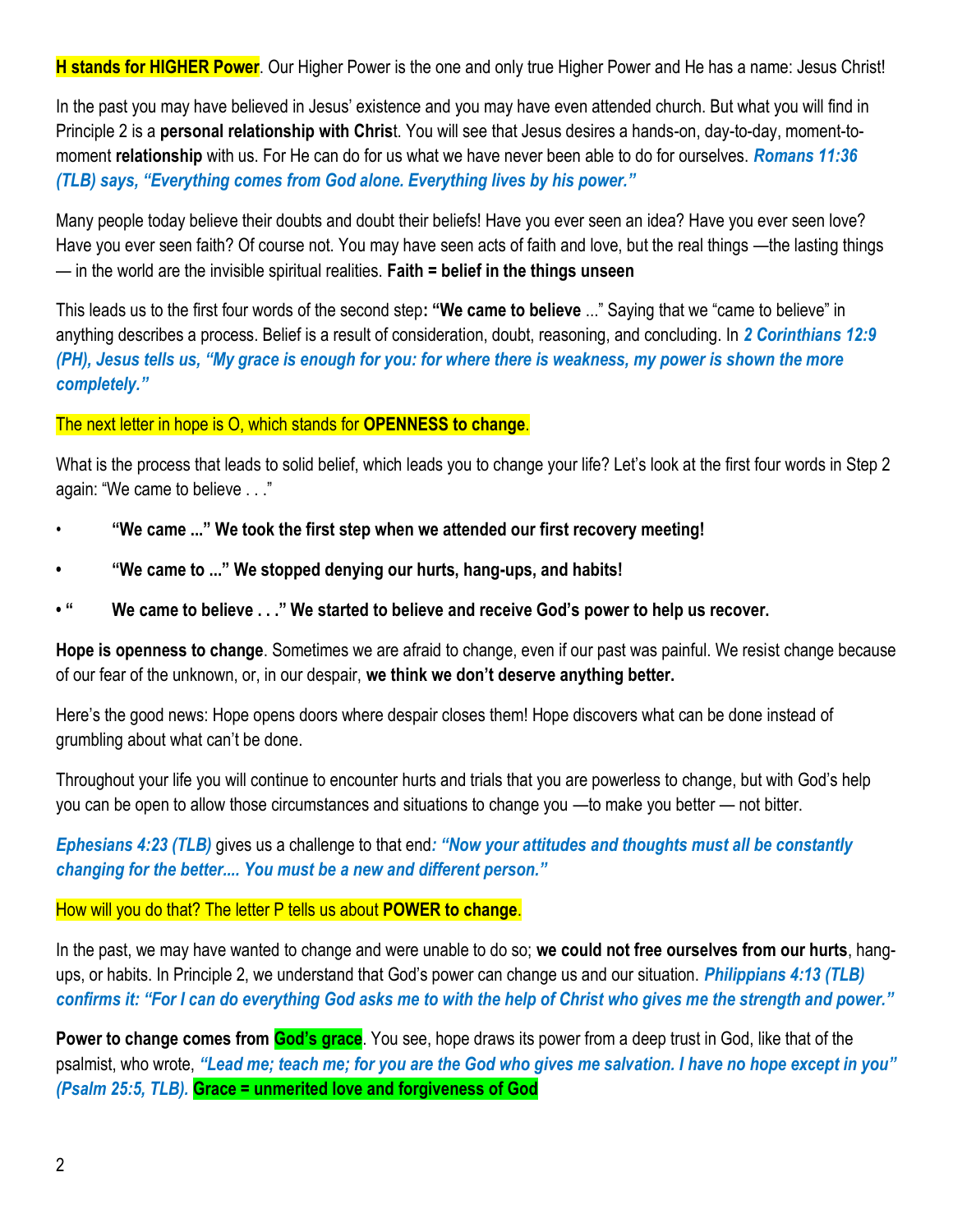**H stands for HIGHER Power**. Our Higher Power is the one and only true Higher Power and He has a name: Jesus Christ!

In the past you may have believed in Jesus' existence and you may have even attended church. But what you will find in Principle 2 is a **personal relationship with Chris**t. You will see that Jesus desires a hands-on, day-to-day, moment-to-moment **relationship** with us. For He can do for us what we have never been able to do for ourselves. ***Romans 11:36 (TLB) says, "Everything comes from God alone. Everything lives by his power."***

Many people today believe their doubts and doubt their beliefs! Have you ever seen an idea? Have you ever seen love? Have you ever seen faith? Of course not. You may have seen acts of faith and love, but the real things —the lasting things — in the world are the invisible spiritual realities. **Faith = belief in the things unseen**

This leads us to the first four words of the second step**: "We came to believe** ..." Saying that we "came to believe" in anything describes a process. Belief is a result of consideration, doubt, reasoning, and concluding. In ***2 Corinthians 12:9 (PH), Jesus tells us, "My grace is enough for you: for where there is weakness, my power is shown the more completely."***

The next letter in hope is O, which stands for **OPENNESS to change**.

What is the process that leads to solid belief, which leads you to change your life? Let's look at the first four words in Step 2 again: "We came to believe . . ."

- **"We came ..." We took the first step when we attended our first recovery meeting!**
- **"We came to ..." We stopped denying our hurts, hang-ups, and habits!**
- **" We came to believe . . ." We started to believe and receive God's power to help us recover.**

**Hope is openness to change**. Sometimes we are afraid to change, even if our past was painful. We resist change because of our fear of the unknown, or, in our despair, **we think we don't deserve anything better.**

Here's the good news: Hope opens doors where despair closes them! Hope discovers what can be done instead of grumbling about what can't be done.

Throughout your life you will continue to encounter hurts and trials that you are powerless to change, but with God's help you can be open to allow those circumstances and situations to change you —to make you better — not bitter.

***Ephesians 4:23 (TLB)*** gives us a challenge to that end***: "Now your attitudes and thoughts must all be constantly changing for the better.... You must be a new and different person."***

How will you do that? The letter P tells us about **POWER to change**.

In the past, we may have wanted to change and were unable to do so; **we could not free ourselves from our hurts**, hang-ups, or habits. In Principle 2, we understand that God's power can change us and our situation. ***Philippians 4:13 (TLB) confirms it: "For I can do everything God asks me to with the help of Christ who gives me the strength and power."***

**Power to change comes from God's grace**. You see, hope draws its power from a deep trust in God, like that of the psalmist, who wrote, ***"Lead me; teach me; for you are the God who gives me salvation. I have no hope except in you" (Psalm 25:5, TLB).*** **Grace = unmerited love and forgiveness of God**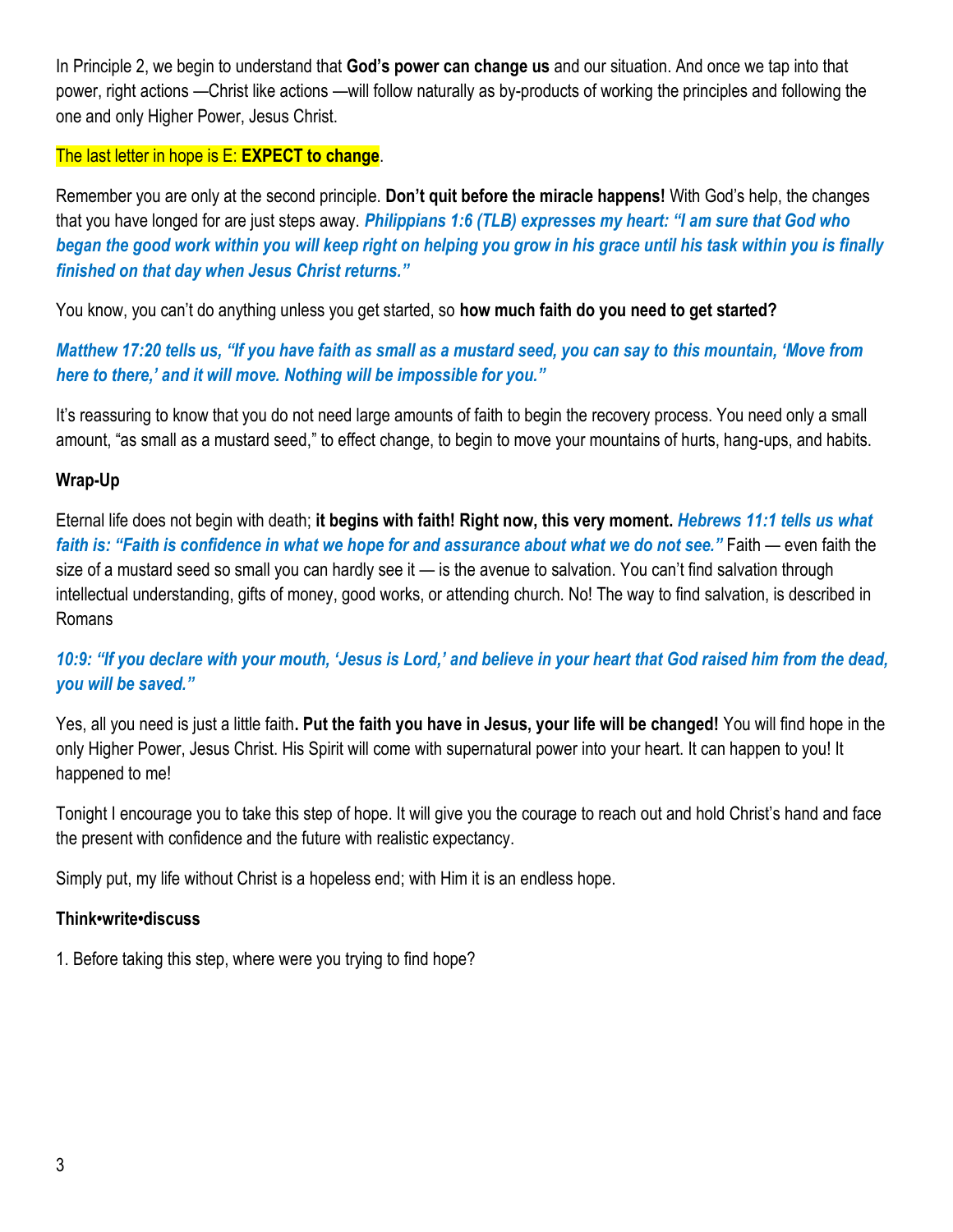In Principle 2, we begin to understand that **God's power can change us** and our situation. And once we tap into that power, right actions —Christ like actions —will follow naturally as by-products of working the principles and following the one and only Higher Power, Jesus Christ.

The last letter in hope is E: **EXPECT to change**.

Remember you are only at the second principle. **Don't quit before the miracle happens!** With God's help, the changes that you have longed for are just steps away. ***Philippians 1:6 (TLB) expresses my heart: "I am sure that God who began the good work within you will keep right on helping you grow in his grace until his task within you is finally finished on that day when Jesus Christ returns."***

You know, you can't do anything unless you get started, so **how much faith do you need to get started?**

***Matthew 17:20 tells us, "If you have faith as small as a mustard seed, you can say to this mountain, 'Move from here to there,' and it will move. Nothing will be impossible for you."***

It's reassuring to know that you do not need large amounts of faith to begin the recovery process. You need only a small amount, "as small as a mustard seed," to effect change, to begin to move your mountains of hurts, hang-ups, and habits.

**Wrap-Up**

Eternal life does not begin with death; **it begins with faith! Right now, this very moment.** ***Hebrews 11:1 tells us what faith is: "Faith is confidence in what we hope for and assurance about what we do not see."*** Faith — even faith the size of a mustard seed so small you can hardly see it — is the avenue to salvation. You can't find salvation through intellectual understanding, gifts of money, good works, or attending church. No! The way to find salvation, is described in Romans

***10:9: "If you declare with your mouth, 'Jesus is Lord,' and believe in your heart that God raised him from the dead, you will be saved."***

Yes, all you need is just a little faith**. Put the faith you have in Jesus, your life will be changed!** You will find hope in the only Higher Power, Jesus Christ. His Spirit will come with supernatural power into your heart. It can happen to you! It happened to me!

Tonight I encourage you to take this step of hope. It will give you the courage to reach out and hold Christ's hand and face the present with confidence and the future with realistic expectancy.

Simply put, my life without Christ is a hopeless end; with Him it is an endless hope.

**Think•write•discuss**

1. Before taking this step, where were you trying to find hope?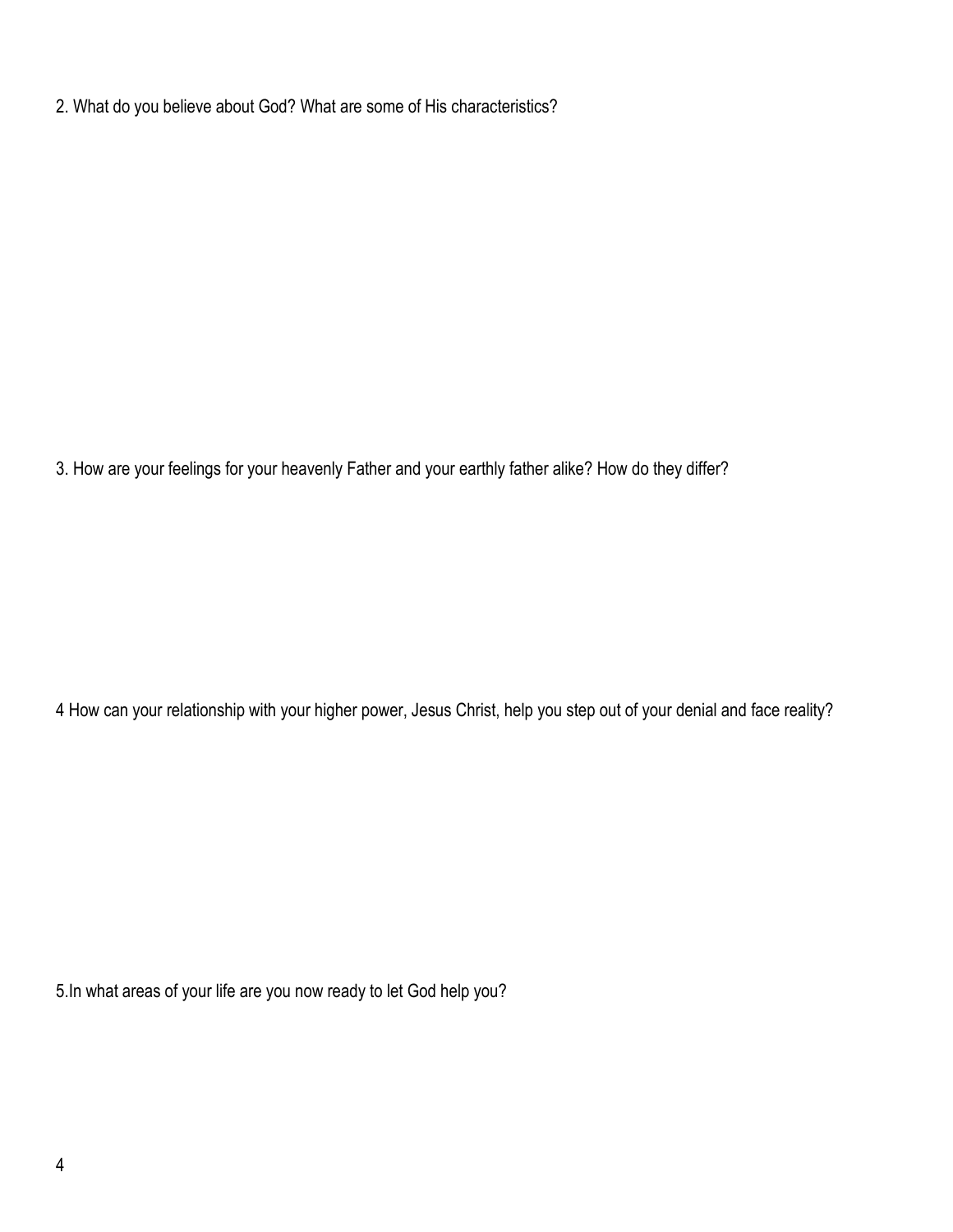2. What do you believe about God? What are some of His characteristics?

3. How are your feelings for your heavenly Father and your earthly father alike? How do they differ?

4 How can your relationship with your higher power, Jesus Christ, help you step out of your denial and face reality?

5.In what areas of your life are you now ready to let God help you?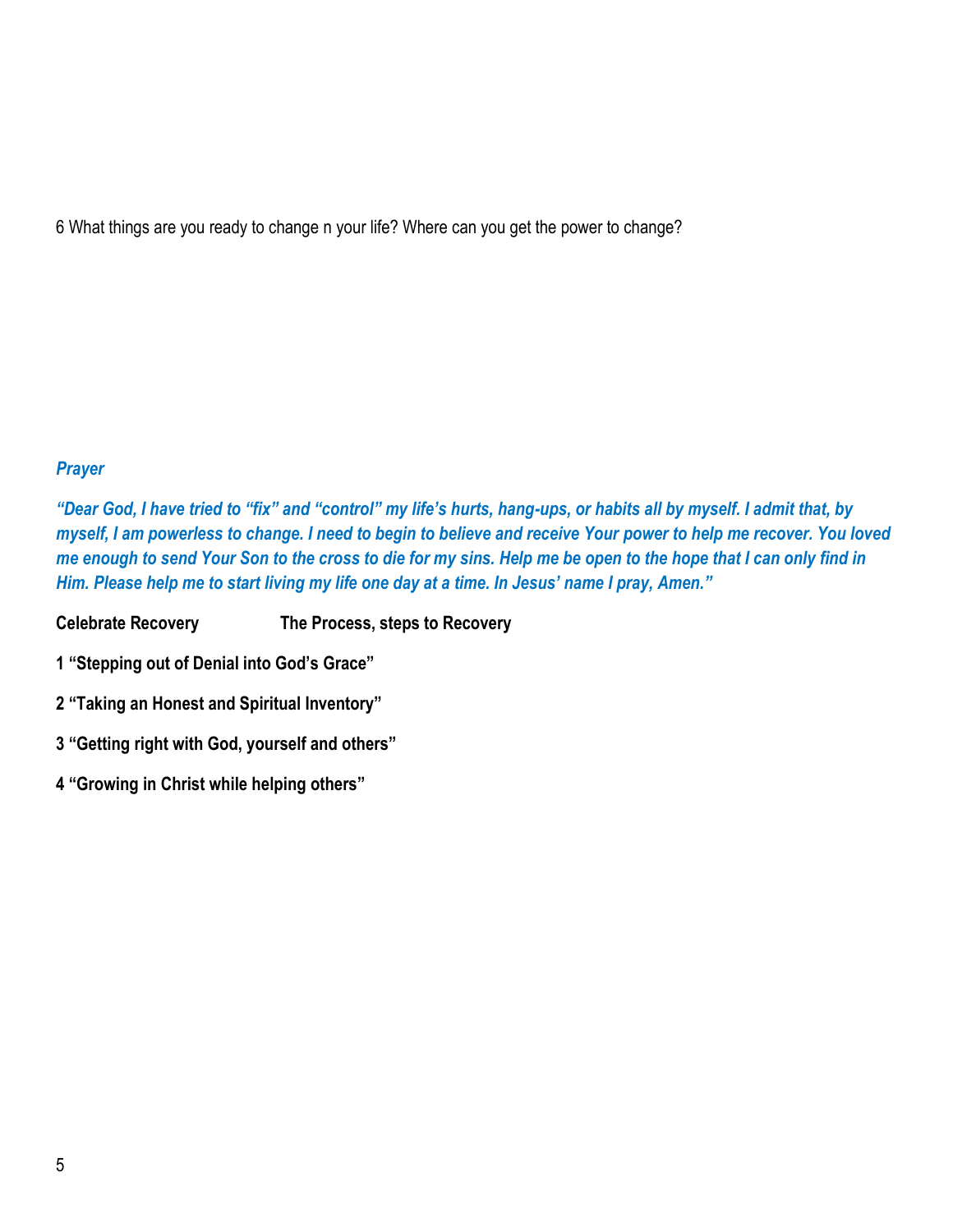6 What things are you ready to change n your life? Where can you get the power to change?

***Prayer***

***"Dear God, I have tried to "fix" and "control" my life's hurts, hang-ups, or habits all by myself. I admit that, by myself, I am powerless to change. I need to begin to believe and receive Your power to help me recover. You loved me enough to send Your Son to the cross to die for my sins. Help me be open to the hope that I can only find in Him. Please help me to start living my life one day at a time. In Jesus' name I pray, Amen."***

**Celebrate Recovery The Process, steps to Recovery**

**1 "Stepping out of Denial into God's Grace"**

**2 "Taking an Honest and Spiritual Inventory"**

**3 "Getting right with God, yourself and others"**

**4 "Growing in Christ while helping others"**